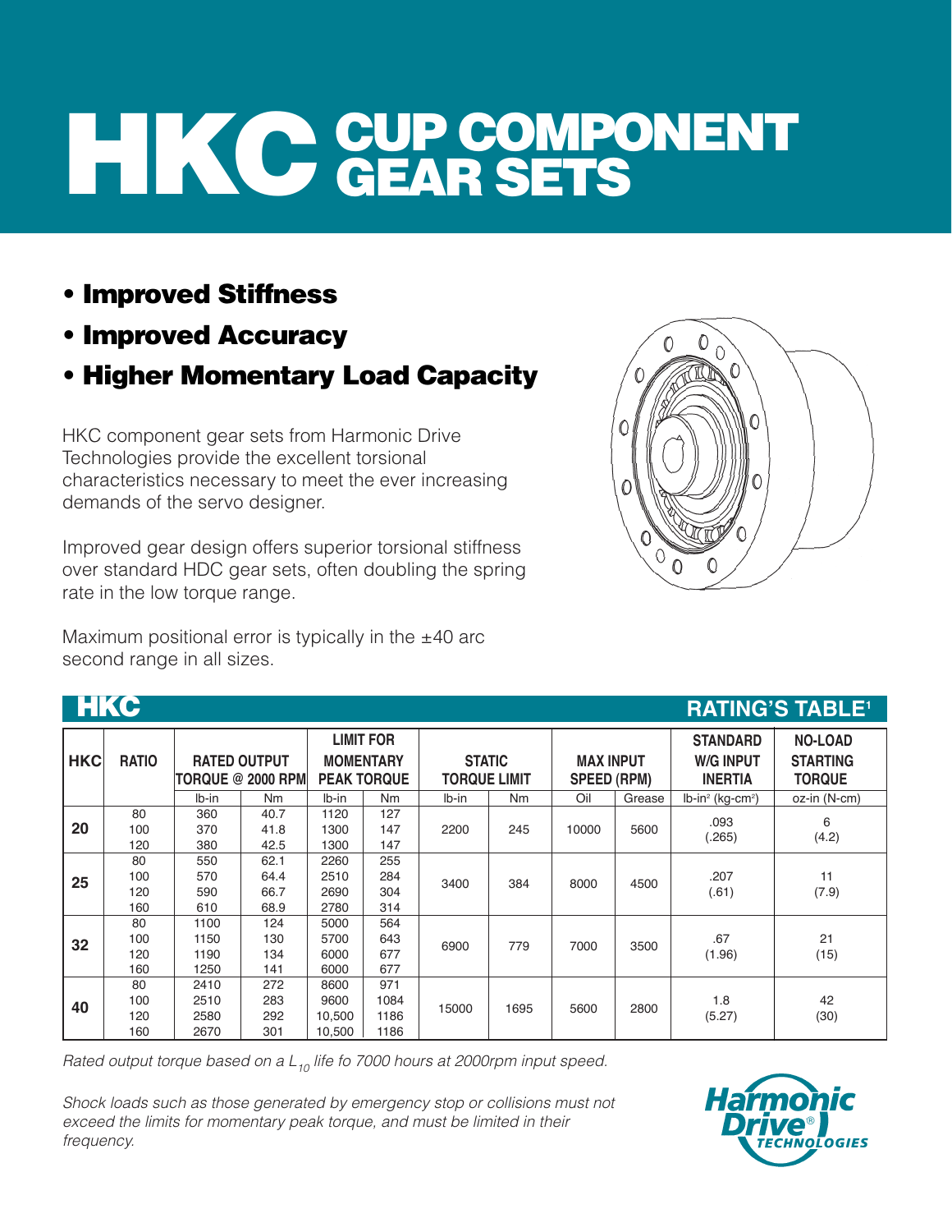# HKC CUP COMPONENT GEAR SETS

- **Improved Stiffness**
- **Improved Accuracy**
- **Higher Momentary Load Capacity**

HKC component gear sets from Harmonic Drive Technologies provide the excellent torsional characteristics necessary to meet the ever increasing demands of the servo designer.

Improved gear design offers superior torsional stiffness over standard HDC gear sets, often doubling the spring rate in the low torque range.

Maximum positional error is typically in the ±40 arc second range in all sizes.

## HKC RATING'S TABLE[1]

| HKC | RATIO | RATED OUTPUT TORQUE @ 2000 RPM | | LIMIT FOR MOMENTARY PEAK TORQUE | | STATIC TORQUE LIMIT | | MAX INPUT SPEED (RPM) | | STANDARD W/G INPUT INERTIA | NO-LOAD STARTING TORQUE |
|---|---|---|---|---|---|---|---|---|---|---|---|
| | | lb-in | Nm | lb-in | Nm | lb-in | Nm | Oil | Grease | lb-in² (kg-cm²) | oz-in (N-cm) |
| 20 | 80 | 360 | 40.7 | 1120 | 127 | 2200 | 245 | 10000 | 5600 | .093 (.265) | 6 (4.2) |
| | 100 | 370 | 41.8 | 1300 | 147 | | | | | | |
| | 120 | 380 | 42.5 | 1300 | 147 | | | | | | |
| 25 | 80 | 550 | 62.1 | 2260 | 255 | 3400 | 384 | 8000 | 4500 | .207 (.61) | 11 (7.9) |
| | 100 | 570 | 64.4 | 2510 | 284 | | | | | | |
| | 120 | 590 | 66.7 | 2690 | 304 | | | | | | |
| | 160 | 610 | 68.9 | 2780 | 314 | | | | | | |
| 32 | 80 | 1100 | 124 | 5000 | 564 | 6900 | 779 | 7000 | 3500 | .67 (1.96) | 21 (15) |
| | 100 | 1150 | 130 | 5700 | 643 | | | | | | |
| | 120 | 1190 | 134 | 6000 | 677 | | | | | | |
| | 160 | 1250 | 141 | 6000 | 677 | | | | | | |
| 40 | 80 | 2410 | 272 | 8600 | 971 | 15000 | 1695 | 5600 | 2800 | 1.8 (5.27) | 42 (30) |
| | 100 | 2510 | 283 | 9600 | 1084 | | | | | | |
| | 120 | 2580 | 292 | 10,500 | 1186 | | | | | | |
| | 160 | 2670 | 301 | 10,500 | 1186 | | | | | | |

*Rated output torque based on a $L_{10}$ life fo 7000 hours at 2000rpm input speed.*

*Shock loads such as those generated by emergency stop or collisions must not exceed the limits for momentary peak torque, and must be limited in their frequency.*

Harmonic Drive® TECHNOLOGIES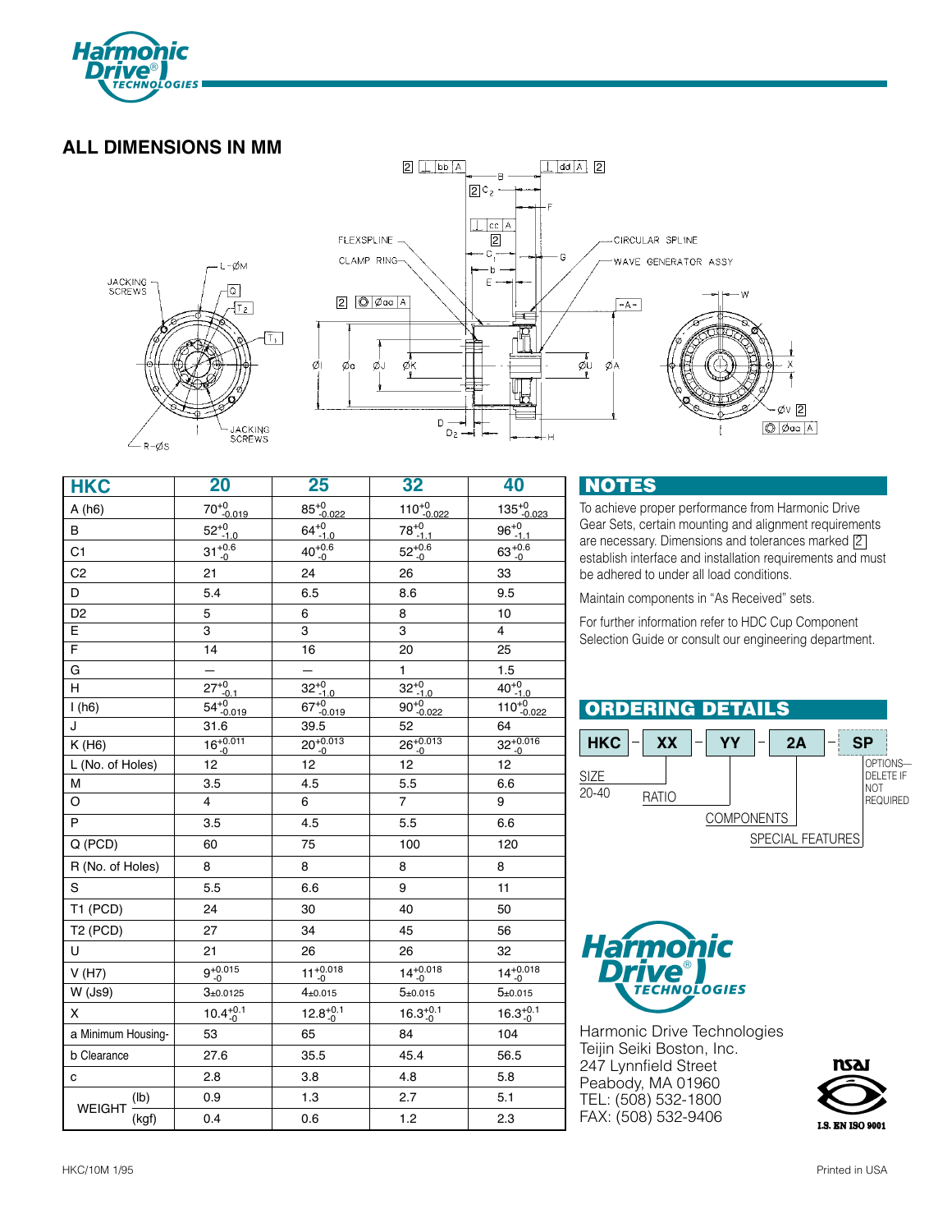## ALL DIMENSIONS IN MM

FLEXSPLINE
CLAMP RING
CIRCULAR SPLINE
WAVE GENERATOR ASSY
JACKING SCREWS
L-ØM
R-ØS

| HKC | 20 | 25 | 32 | 40 |
|---|---|---|---|---|
| A (h6) | $70^{+0}_{-0.019}$ | $85^{+0}_{-0.022}$ | $110^{+0}_{-0.022}$ | $135^{+0}_{-0.023}$ |
| B | $52^{+0}_{-1.0}$ | $64^{+0}_{-1.0}$ | $78^{+0}_{-1.1}$ | $96^{+0}_{-1.1}$ |
| C1 | $31^{+0.6}_{-0}$ | $40^{+0.6}_{-0}$ | $52^{+0.6}_{-0}$ | $63^{+0.6}_{-0}$ |
| C2 | 21 | 24 | 26 | 33 |
| D | 5.4 | 6.5 | 8.6 | 9.5 |
| D2 | 5 | 6 | 8 | 10 |
| E | 3 | 3 | 3 | 4 |
| F | 14 | 16 | 20 | 25 |
| G | — | — | 1 | 1.5 |
| H | $27^{+0}_{-0.1}$ | $32^{+0}_{-1.0}$ | $32^{+0}_{-1.0}$ | $40^{+0}_{-1.0}$ |
| I (h6) | $54^{+0}_{-0.019}$ | $67^{+0}_{-0.019}$ | $90^{+0}_{-0.022}$ | $110^{+0}_{-0.022}$ |
| J | 31.6 | 39.5 | 52 | 64 |
| K (H6) | $16^{+0.011}_{-0}$ | $20^{+0.013}_{-0}$ | $26^{+0.013}_{-0}$ | $32^{+0.016}_{-0}$ |
| L (No. of Holes) | 12 | 12 | 12 | 12 |
| M | 3.5 | 4.5 | 5.5 | 6.6 |
| O | 4 | 6 | 7 | 9 |
| P | 3.5 | 4.5 | 5.5 | 6.6 |
| Q (PCD) | 60 | 75 | 100 | 120 |
| R (No. of Holes) | 8 | 8 | 8 | 8 |
| S | 5.5 | 6.6 | 9 | 11 |
| T1 (PCD) | 24 | 30 | 40 | 50 |
| T2 (PCD) | 27 | 34 | 45 | 56 |
| U | 21 | 26 | 26 | 32 |
| V (H7) | $9^{+0.015}_{-0}$ | $11^{+0.018}_{-0}$ | $14^{+0.018}_{-0}$ | $14^{+0.018}_{-0}$ |
| W (Js9) | 3±0.0125 | 4±0.015 | 5±0.015 | 5±0.015 |
| X | $10.4^{+0.1}_{-0}$ | $12.8^{+0.1}_{-0}$ | $16.3^{+0.1}_{-0}$ | $16.3^{+0.1}_{-0}$ |
| a Minimum Housing- | 53 | 65 | 84 | 104 |
| b Clearance | 27.6 | 35.5 | 45.4 | 56.5 |
| c | 2.8 | 3.8 | 4.8 | 5.8 |
| WEIGHT (lb) | 0.9 | 1.3 | 2.7 | 5.1 |
| WEIGHT (kgf) | 0.4 | 0.6 | 1.2 | 2.3 |

## NOTES

To achieve proper performance from Harmonic Drive Gear Sets, certain mounting and alignment requirements are necessary. Dimensions and tolerances marked [2] establish interface and installation requirements and must be adhered to under all load conditions.

Maintain components in "As Received" sets.

For further information refer to HDC Cup Component Selection Guide or consult our engineering department.

## ORDERING DETAILS

HKC – XX – YY – 2A – SP

- SIZE 20-40
- RATIO
- COMPONENTS
- SPECIAL FEATURES
- SP: OPTIONS—DELETE IF NOT REQUIRED

Harmonic Drive Technologies
Teijin Seiki Boston, Inc.
247 Lynnfield Street
Peabody, MA 01960
TEL: (508) 532-1800
FAX: (508) 532-9406

I.S. EN ISO 9001

HKC/10M 1/95

Printed in USA